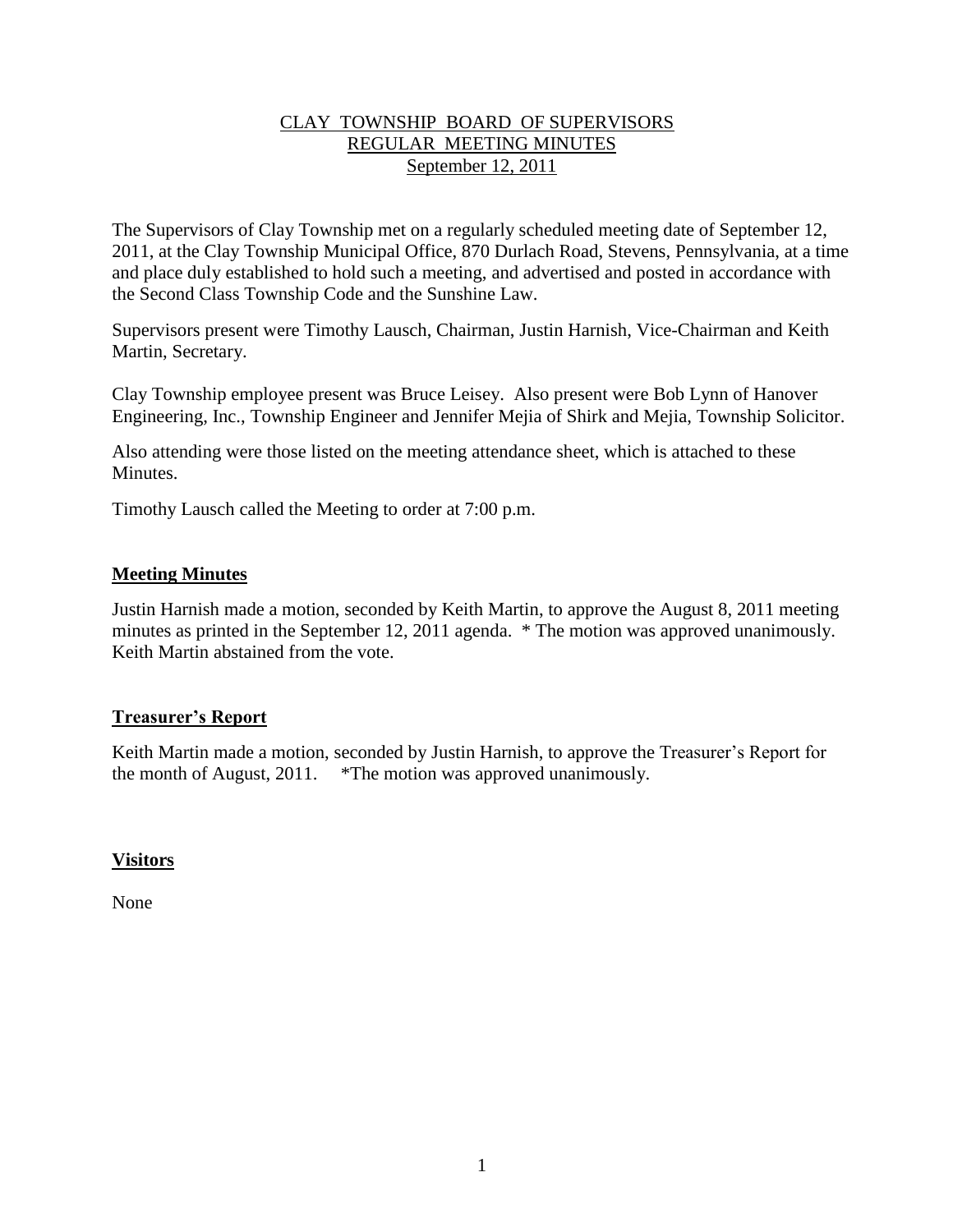# CLAY TOWNSHIP BOARD OF SUPERVISORS
## REGULAR MEETING MINUTES
## September 12, 2011

The Supervisors of Clay Township met on a regularly scheduled meeting date of September 12, 2011, at the Clay Township Municipal Office, 870 Durlach Road, Stevens, Pennsylvania, at a time and place duly established to hold such a meeting, and advertised and posted in accordance with the Second Class Township Code and the Sunshine Law.

Supervisors present were Timothy Lausch, Chairman, Justin Harnish, Vice-Chairman and Keith Martin, Secretary.

Clay Township employee present was Bruce Leisey. Also present were Bob Lynn of Hanover Engineering, Inc., Township Engineer and Jennifer Mejia of Shirk and Mejia, Township Solicitor.

Also attending were those listed on the meeting attendance sheet, which is attached to these Minutes.

Timothy Lausch called the Meeting to order at 7:00 p.m.

### Meeting Minutes

Justin Harnish made a motion, seconded by Keith Martin, to approve the August 8, 2011 meeting minutes as printed in the September 12, 2011 agenda. * The motion was approved unanimously. Keith Martin abstained from the vote.

### Treasurer's Report

Keith Martin made a motion, seconded by Justin Harnish, to approve the Treasurer's Report for the month of August, 2011. *The motion was approved unanimously.

### Visitors

None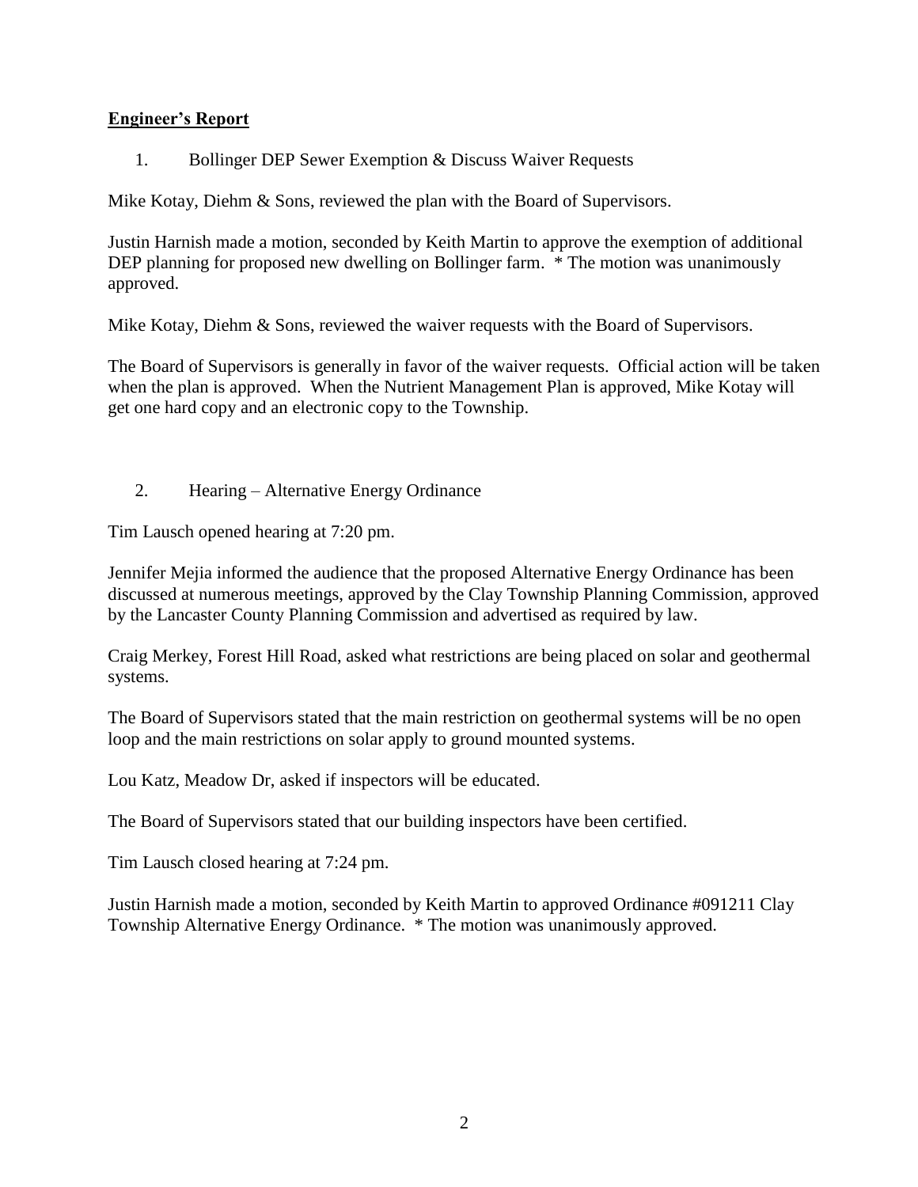## **Engineer's Report**

1. Bollinger DEP Sewer Exemption & Discuss Waiver Requests

Mike Kotay, Diehm & Sons, reviewed the plan with the Board of Supervisors.

Justin Harnish made a motion, seconded by Keith Martin to approve the exemption of additional DEP planning for proposed new dwelling on Bollinger farm. * The motion was unanimously approved.

Mike Kotay, Diehm & Sons, reviewed the waiver requests with the Board of Supervisors.

The Board of Supervisors is generally in favor of the waiver requests. Official action will be taken when the plan is approved. When the Nutrient Management Plan is approved, Mike Kotay will get one hard copy and an electronic copy to the Township.

2. Hearing – Alternative Energy Ordinance

Tim Lausch opened hearing at 7:20 pm.

Jennifer Mejia informed the audience that the proposed Alternative Energy Ordinance has been discussed at numerous meetings, approved by the Clay Township Planning Commission, approved by the Lancaster County Planning Commission and advertised as required by law.

Craig Merkey, Forest Hill Road, asked what restrictions are being placed on solar and geothermal systems.

The Board of Supervisors stated that the main restriction on geothermal systems will be no open loop and the main restrictions on solar apply to ground mounted systems.

Lou Katz, Meadow Dr, asked if inspectors will be educated.

The Board of Supervisors stated that our building inspectors have been certified.

Tim Lausch closed hearing at 7:24 pm.

Justin Harnish made a motion, seconded by Keith Martin to approved Ordinance #091211 Clay Township Alternative Energy Ordinance. * The motion was unanimously approved.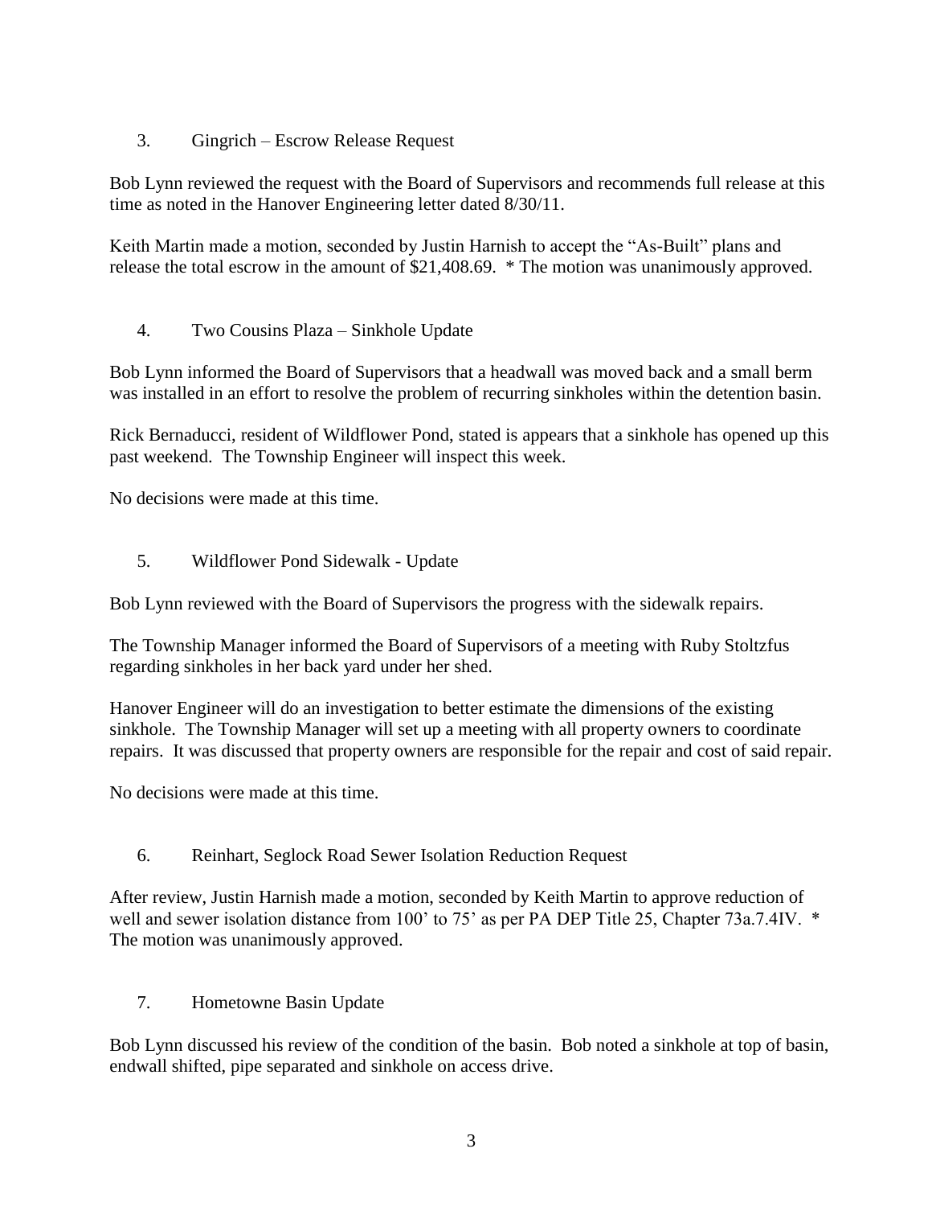3. Gingrich – Escrow Release Request

Bob Lynn reviewed the request with the Board of Supervisors and recommends full release at this time as noted in the Hanover Engineering letter dated 8/30/11.

Keith Martin made a motion, seconded by Justin Harnish to accept the "As-Built" plans and release the total escrow in the amount of $21,408.69. * The motion was unanimously approved.

4. Two Cousins Plaza – Sinkhole Update

Bob Lynn informed the Board of Supervisors that a headwall was moved back and a small berm was installed in an effort to resolve the problem of recurring sinkholes within the detention basin.

Rick Bernaducci, resident of Wildflower Pond, stated is appears that a sinkhole has opened up this past weekend. The Township Engineer will inspect this week.

No decisions were made at this time.

5. Wildflower Pond Sidewalk - Update

Bob Lynn reviewed with the Board of Supervisors the progress with the sidewalk repairs.

The Township Manager informed the Board of Supervisors of a meeting with Ruby Stoltzfus regarding sinkholes in her back yard under her shed.

Hanover Engineer will do an investigation to better estimate the dimensions of the existing sinkhole. The Township Manager will set up a meeting with all property owners to coordinate repairs. It was discussed that property owners are responsible for the repair and cost of said repair.

No decisions were made at this time.

6. Reinhart, Seglock Road Sewer Isolation Reduction Request

After review, Justin Harnish made a motion, seconded by Keith Martin to approve reduction of well and sewer isolation distance from 100' to 75' as per PA DEP Title 25, Chapter 73a.7.4IV. * The motion was unanimously approved.

7. Hometowne Basin Update

Bob Lynn discussed his review of the condition of the basin. Bob noted a sinkhole at top of basin, endwall shifted, pipe separated and sinkhole on access drive.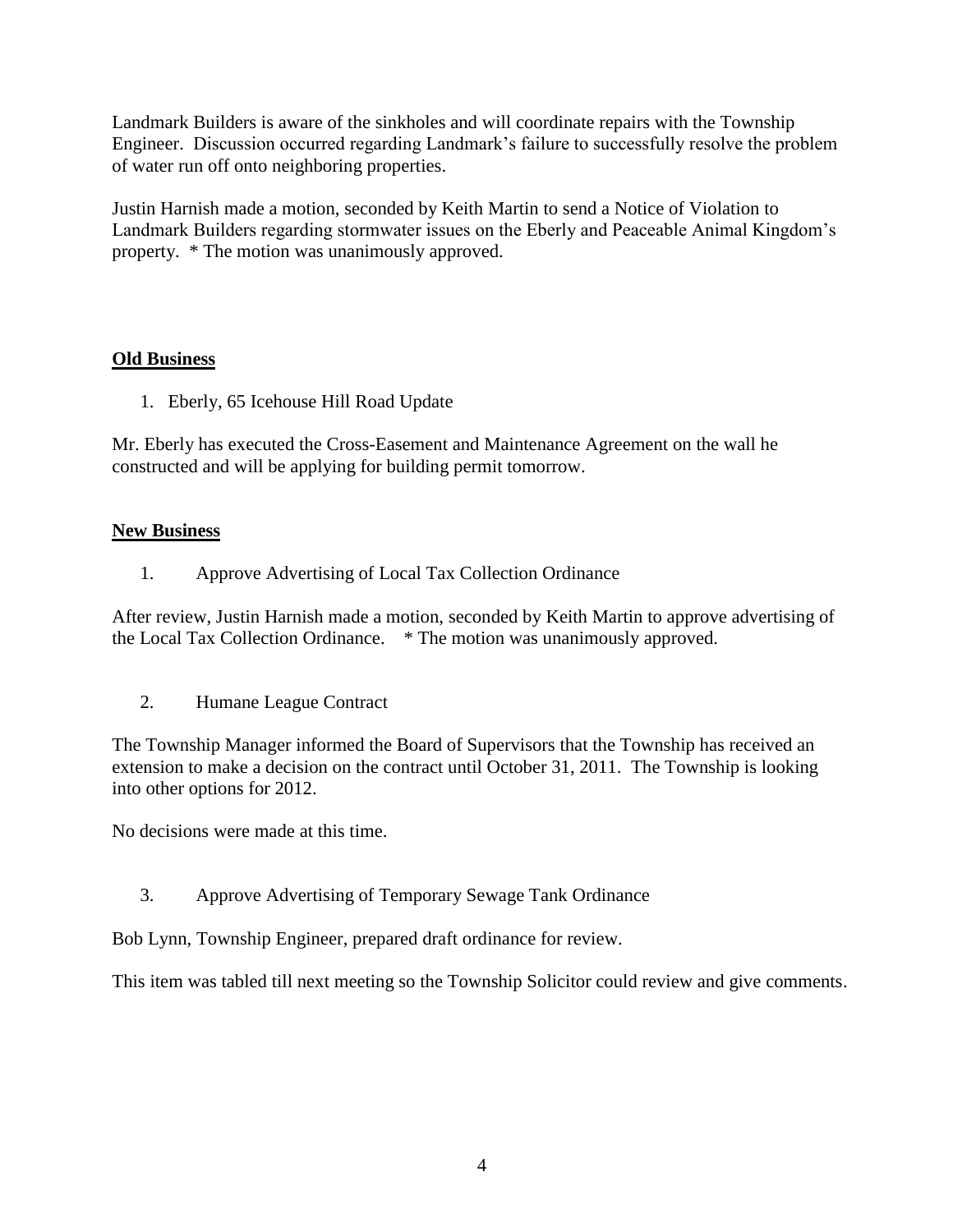Landmark Builders is aware of the sinkholes and will coordinate repairs with the Township Engineer. Discussion occurred regarding Landmark's failure to successfully resolve the problem of water run off onto neighboring properties.

Justin Harnish made a motion, seconded by Keith Martin to send a Notice of Violation to Landmark Builders regarding stormwater issues on the Eberly and Peaceable Animal Kingdom's property. * The motion was unanimously approved.

**Old Business**

1. Eberly, 65 Icehouse Hill Road Update

Mr. Eberly has executed the Cross-Easement and Maintenance Agreement on the wall he constructed and will be applying for building permit tomorrow.

**New Business**

1. Approve Advertising of Local Tax Collection Ordinance

After review, Justin Harnish made a motion, seconded by Keith Martin to approve advertising of the Local Tax Collection Ordinance. * The motion was unanimously approved.

2. Humane League Contract

The Township Manager informed the Board of Supervisors that the Township has received an extension to make a decision on the contract until October 31, 2011. The Township is looking into other options for 2012.

No decisions were made at this time.

3. Approve Advertising of Temporary Sewage Tank Ordinance

Bob Lynn, Township Engineer, prepared draft ordinance for review.

This item was tabled till next meeting so the Township Solicitor could review and give comments.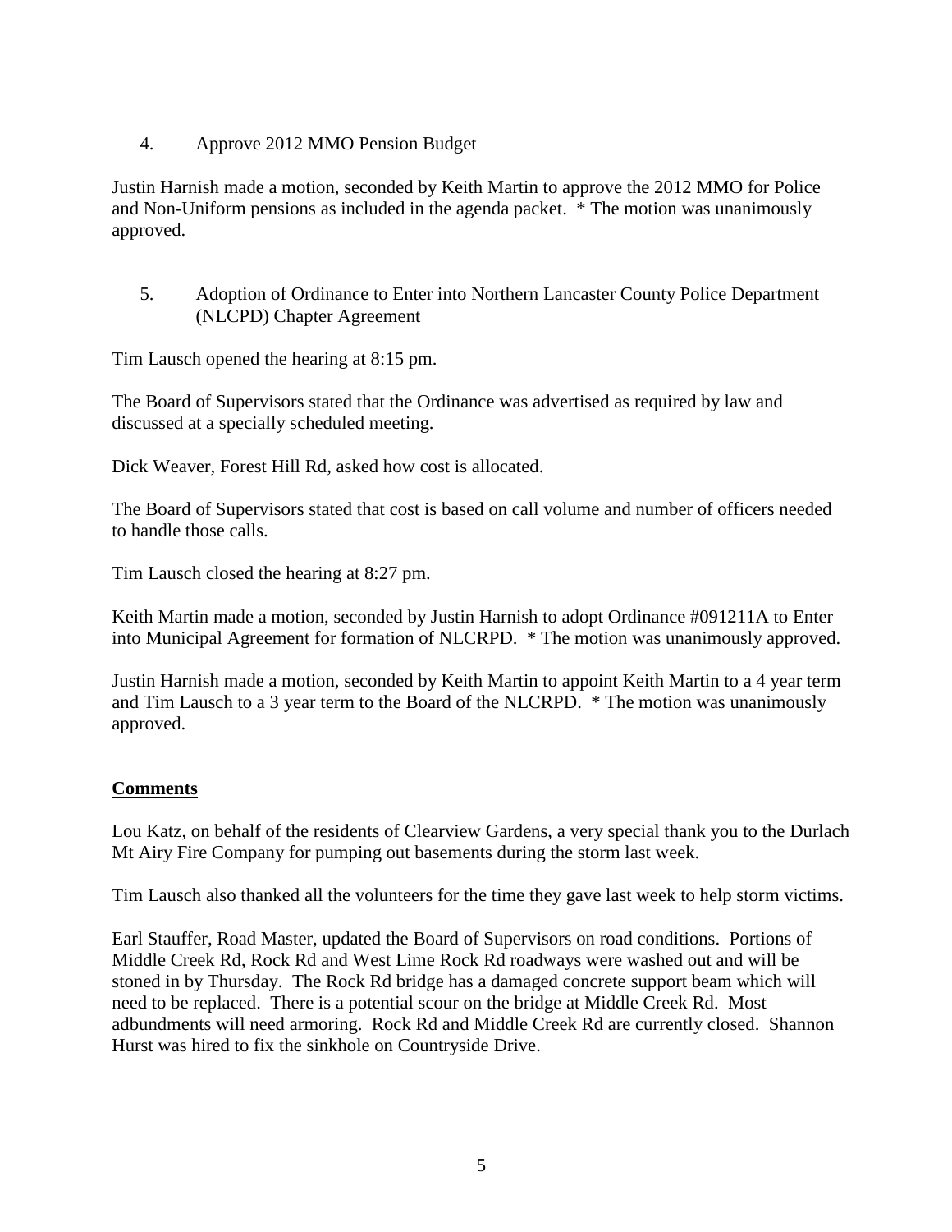4. Approve 2012 MMO Pension Budget

Justin Harnish made a motion, seconded by Keith Martin to approve the 2012 MMO for Police and Non-Uniform pensions as included in the agenda packet. * The motion was unanimously approved.

5. Adoption of Ordinance to Enter into Northern Lancaster County Police Department (NLCPD) Chapter Agreement

Tim Lausch opened the hearing at 8:15 pm.

The Board of Supervisors stated that the Ordinance was advertised as required by law and discussed at a specially scheduled meeting.

Dick Weaver, Forest Hill Rd, asked how cost is allocated.

The Board of Supervisors stated that cost is based on call volume and number of officers needed to handle those calls.

Tim Lausch closed the hearing at 8:27 pm.

Keith Martin made a motion, seconded by Justin Harnish to adopt Ordinance #091211A to Enter into Municipal Agreement for formation of NLCRPD. * The motion was unanimously approved.

Justin Harnish made a motion, seconded by Keith Martin to appoint Keith Martin to a 4 year term and Tim Lausch to a 3 year term to the Board of the NLCRPD. * The motion was unanimously approved.

**Comments**

Lou Katz, on behalf of the residents of Clearview Gardens, a very special thank you to the Durlach Mt Airy Fire Company for pumping out basements during the storm last week.

Tim Lausch also thanked all the volunteers for the time they gave last week to help storm victims.

Earl Stauffer, Road Master, updated the Board of Supervisors on road conditions. Portions of Middle Creek Rd, Rock Rd and West Lime Rock Rd roadways were washed out and will be stoned in by Thursday. The Rock Rd bridge has a damaged concrete support beam which will need to be replaced. There is a potential scour on the bridge at Middle Creek Rd. Most adbundments will need armoring. Rock Rd and Middle Creek Rd are currently closed. Shannon Hurst was hired to fix the sinkhole on Countryside Drive.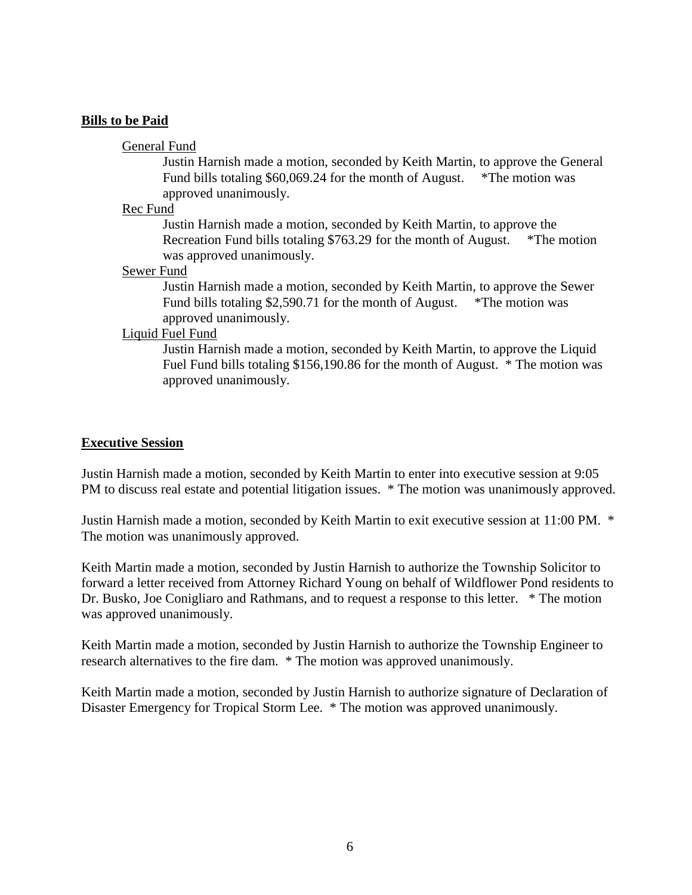**Bills to be Paid**

General Fund

Justin Harnish made a motion, seconded by Keith Martin, to approve the General Fund bills totaling $60,069.24 for the month of August. *The motion was approved unanimously.

Rec Fund

Justin Harnish made a motion, seconded by Keith Martin, to approve the Recreation Fund bills totaling $763.29 for the month of August. *The motion was approved unanimously.

Sewer Fund

Justin Harnish made a motion, seconded by Keith Martin, to approve the Sewer Fund bills totaling $2,590.71 for the month of August. *The motion was approved unanimously.

Liquid Fuel Fund

Justin Harnish made a motion, seconded by Keith Martin, to approve the Liquid Fuel Fund bills totaling $156,190.86 for the month of August. * The motion was approved unanimously.

**Executive Session**

Justin Harnish made a motion, seconded by Keith Martin to enter into executive session at 9:05 PM to discuss real estate and potential litigation issues. * The motion was unanimously approved.

Justin Harnish made a motion, seconded by Keith Martin to exit executive session at 11:00 PM. * The motion was unanimously approved.

Keith Martin made a motion, seconded by Justin Harnish to authorize the Township Solicitor to forward a letter received from Attorney Richard Young on behalf of Wildflower Pond residents to Dr. Busko, Joe Conigliaro and Rathmans, and to request a response to this letter. * The motion was approved unanimously.

Keith Martin made a motion, seconded by Justin Harnish to authorize the Township Engineer to research alternatives to the fire dam. * The motion was approved unanimously.

Keith Martin made a motion, seconded by Justin Harnish to authorize signature of Declaration of Disaster Emergency for Tropical Storm Lee. * The motion was approved unanimously.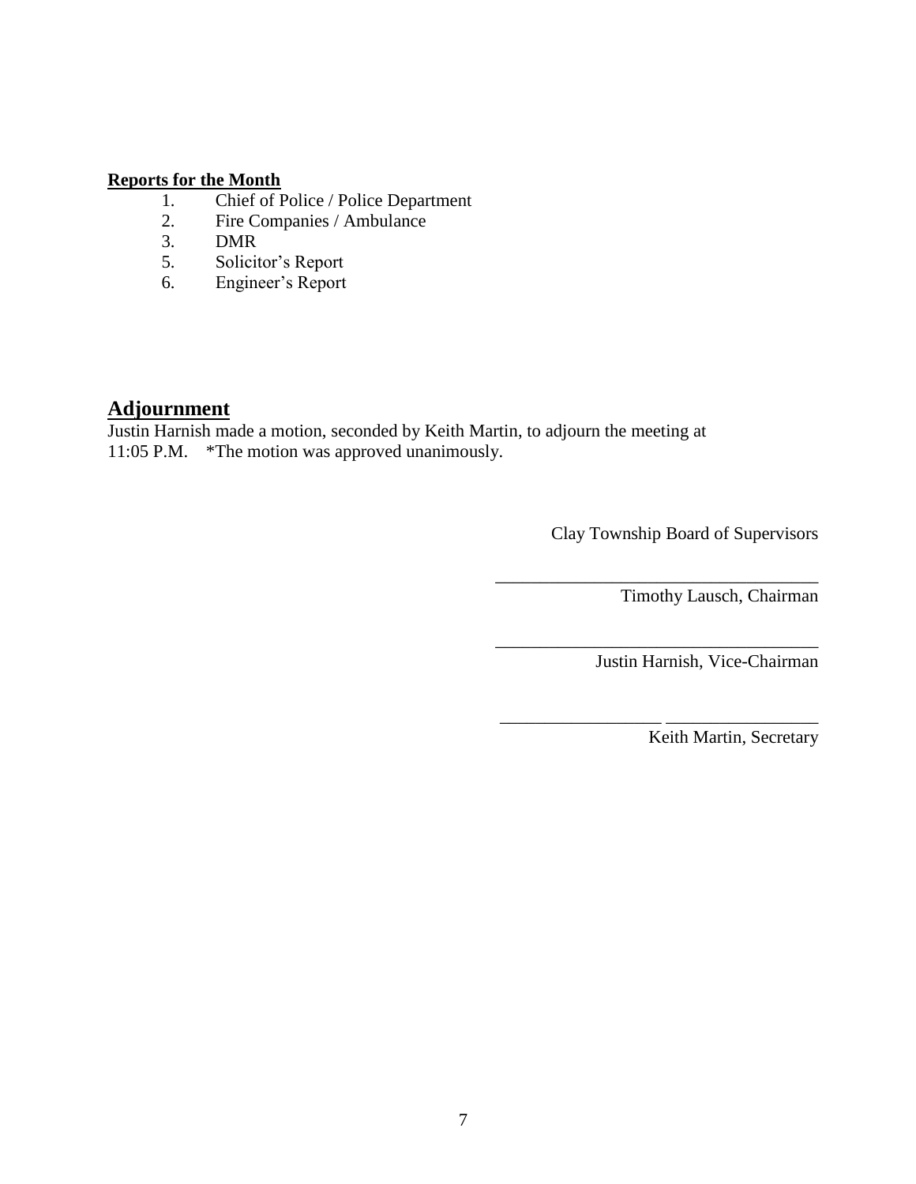**Reports for the Month**

1. Chief of Police / Police Department
2. Fire Companies / Ambulance
3. DMR
5. Solicitor's Report
6. Engineer's Report

## Adjournment

Justin Harnish made a motion, seconded by Keith Martin, to adjourn the meeting at 11:05 P.M. *The motion was approved unanimously.

Clay Township Board of Supervisors

_____________________________________
Timothy Lausch, Chairman

_____________________________________
Justin Harnish, Vice-Chairman

_____________________________________
Keith Martin, Secretary